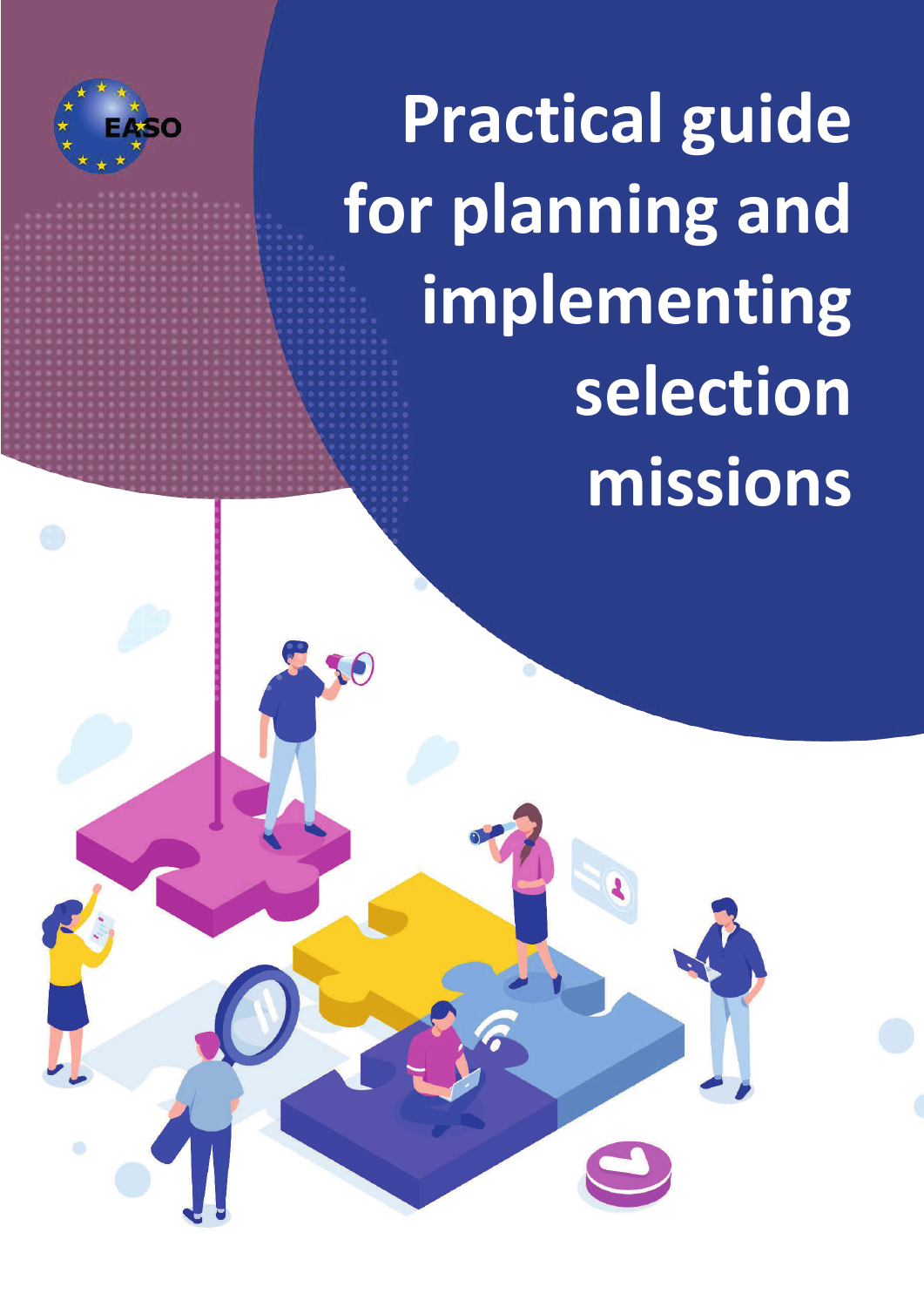EASO

# Practical guide for planning and implementing selection missions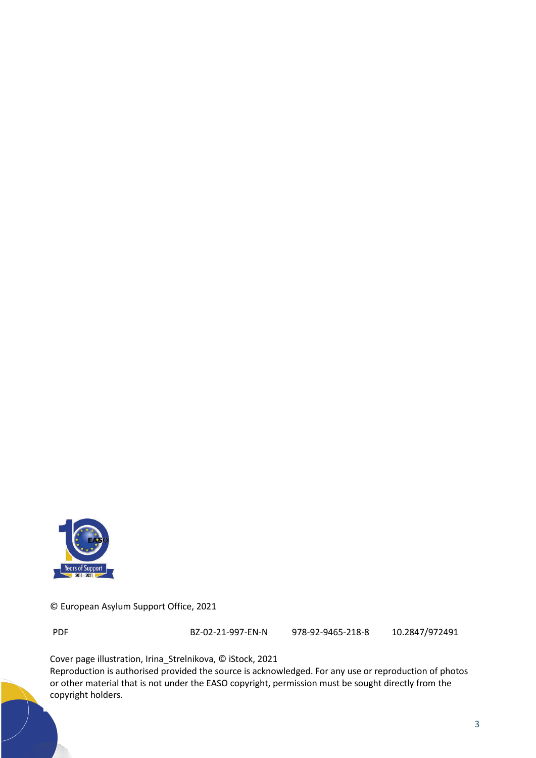© European Asylum Support Office, 2021

| | | | |
|---|---|---|---|
| PDF | BZ-02-21-997-EN-N | 978-92-9465-218-8 | 10.2847/972491 |

Cover page illustration, Irina_Strelnikova, © iStock, 2021
Reproduction is authorised provided the source is acknowledged. For any use or reproduction of photos or other material that is not under the EASO copyright, permission must be sought directly from the copyright holders.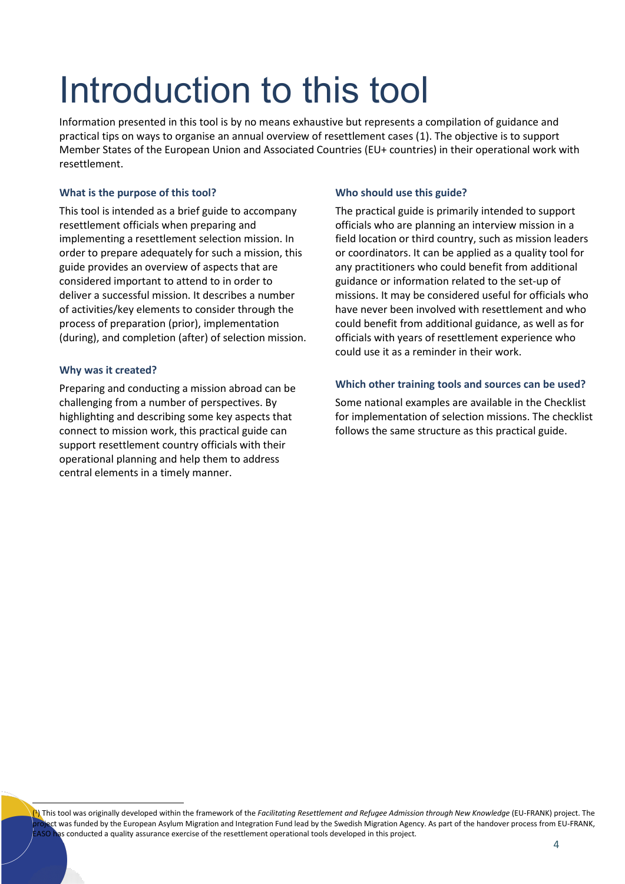# Introduction to this tool

Information presented in this tool is by no means exhaustive but represents a compilation of guidance and practical tips on ways to organise an annual overview of resettlement cases (1). The objective is to support Member States of the European Union and Associated Countries (EU+ countries) in their operational work with resettlement.

### What is the purpose of this tool?

This tool is intended as a brief guide to accompany resettlement officials when preparing and implementing a resettlement selection mission. In order to prepare adequately for such a mission, this guide provides an overview of aspects that are considered important to attend to in order to deliver a successful mission. It describes a number of activities/key elements to consider through the process of preparation (prior), implementation (during), and completion (after) of selection mission.

### Why was it created?

Preparing and conducting a mission abroad can be challenging from a number of perspectives. By highlighting and describing some key aspects that connect to mission work, this practical guide can support resettlement country officials with their operational planning and help them to address central elements in a timely manner.

### Who should use this guide?

The practical guide is primarily intended to support officials who are planning an interview mission in a field location or third country, such as mission leaders or coordinators. It can be applied as a quality tool for any practitioners who could benefit from additional guidance or information related to the set-up of missions. It may be considered useful for officials who have never been involved with resettlement and who could benefit from additional guidance, as well as for officials with years of resettlement experience who could use it as a reminder in their work.

### Which other training tools and sources can be used?

Some national examples are available in the Checklist for implementation of selection missions. The checklist follows the same structure as this practical guide.

---

(1) This tool was originally developed within the framework of the *Facilitating Resettlement and Refugee Admission through New Knowledge* (EU-FRANK) project. The project was funded by the European Asylum Migration and Integration Fund lead by the Swedish Migration Agency. As part of the handover process from EU-FRANK, EASO has conducted a quality assurance exercise of the resettlement operational tools developed in this project.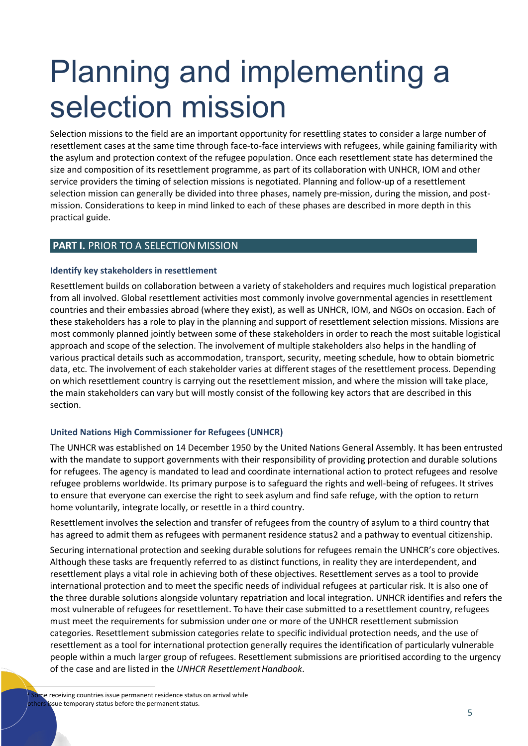# Planning and implementing a selection mission

Selection missions to the field are an important opportunity for resettling states to consider a large number of resettlement cases at the same time through face-to-face interviews with refugees, while gaining familiarity with the asylum and protection context of the refugee population. Once each resettlement state has determined the size and composition of its resettlement programme, as part of its collaboration with UNHCR, IOM and other service providers the timing of selection missions is negotiated. Planning and follow-up of a resettlement selection mission can generally be divided into three phases, namely pre-mission, during the mission, and post-mission. Considerations to keep in mind linked to each of these phases are described in more depth in this practical guide.

## PART I. PRIOR TO A SELECTION MISSION

### Identify key stakeholders in resettlement

Resettlement builds on collaboration between a variety of stakeholders and requires much logistical preparation from all involved. Global resettlement activities most commonly involve governmental agencies in resettlement countries and their embassies abroad (where they exist), as well as UNHCR, IOM, and NGOs on occasion. Each of these stakeholders has a role to play in the planning and support of resettlement selection missions. Missions are most commonly planned jointly between some of these stakeholders in order to reach the most suitable logistical approach and scope of the selection. The involvement of multiple stakeholders also helps in the handling of various practical details such as accommodation, transport, security, meeting schedule, how to obtain biometric data, etc. The involvement of each stakeholder varies at different stages of the resettlement process. Depending on which resettlement country is carrying out the resettlement mission, and where the mission will take place, the main stakeholders can vary but will mostly consist of the following key actors that are described in this section.

### United Nations High Commissioner for Refugees (UNHCR)

The UNHCR was established on 14 December 1950 by the United Nations General Assembly. It has been entrusted with the mandate to support governments with their responsibility of providing protection and durable solutions for refugees. The agency is mandated to lead and coordinate international action to protect refugees and resolve refugee problems worldwide. Its primary purpose is to safeguard the rights and well-being of refugees. It strives to ensure that everyone can exercise the right to seek asylum and find safe refuge, with the option to return home voluntarily, integrate locally, or resettle in a third country.

Resettlement involves the selection and transfer of refugees from the country of asylum to a third country that has agreed to admit them as refugees with permanent residence status[2] and a pathway to eventual citizenship.

Securing international protection and seeking durable solutions for refugees remain the UNHCR's core objectives. Although these tasks are frequently referred to as distinct functions, in reality they are interdependent, and resettlement plays a vital role in achieving both of these objectives. Resettlement serves as a tool to provide international protection and to meet the specific needs of individual refugees at particular risk. It is also one of the three durable solutions alongside voluntary repatriation and local integration. UNHCR identifies and refers the most vulnerable of refugees for resettlement. To have their case submitted to a resettlement country, refugees must meet the requirements for submission under one or more of the UNHCR resettlement submission categories. Resettlement submission categories relate to specific individual protection needs, and the use of resettlement as a tool for international protection generally requires the identification of particularly vulnerable people within a much larger group of refugees. Resettlement submissions are prioritised according to the urgency of the case and are listed in the *UNHCR Resettlement Handbook*.

[2] Some receiving countries issue permanent residence status on arrival while others issue temporary status before the permanent status.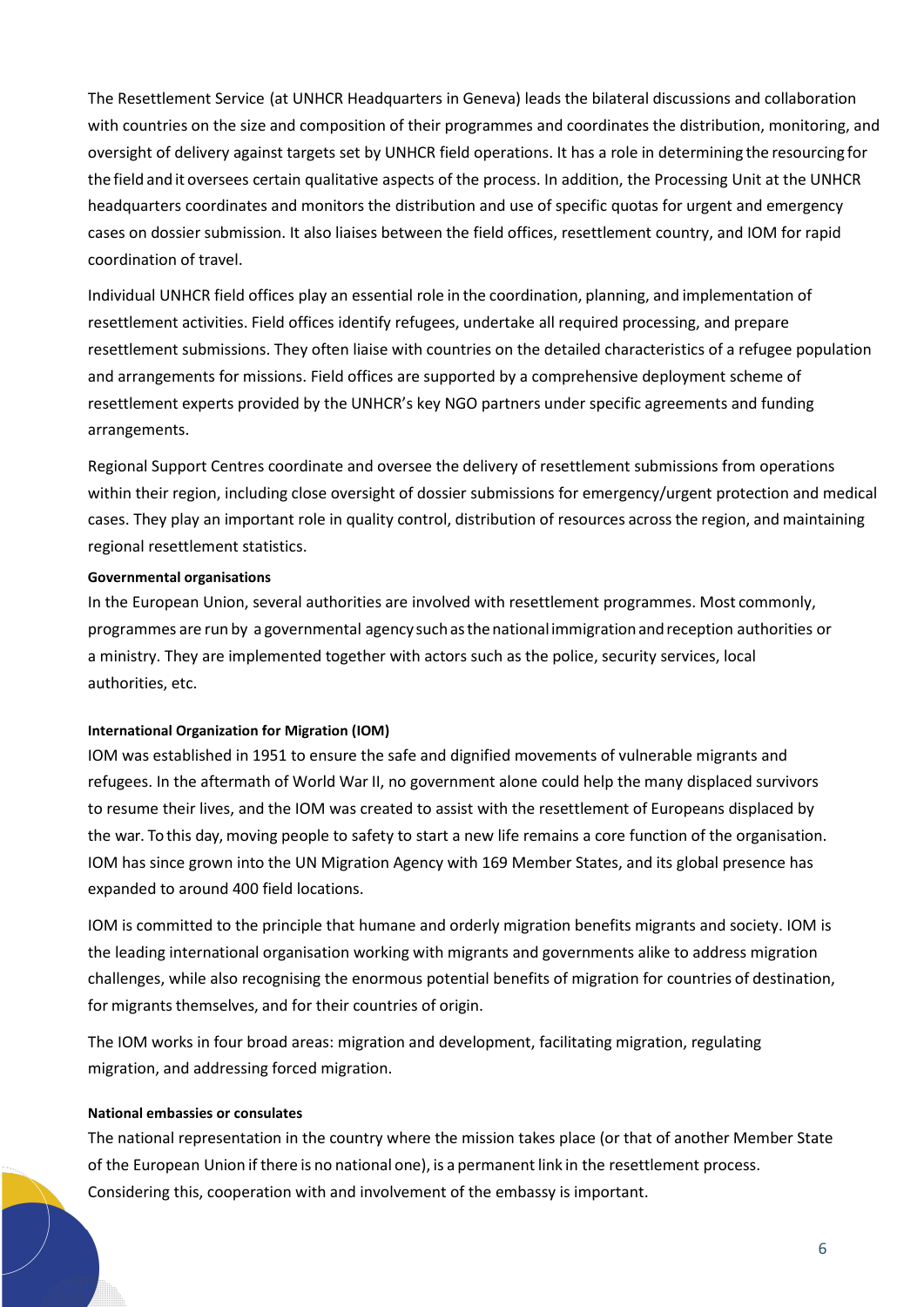The Resettlement Service (at UNHCR Headquarters in Geneva) leads the bilateral discussions and collaboration with countries on the size and composition of their programmes and coordinates the distribution, monitoring, and oversight of delivery against targets set by UNHCR field operations. It has a role in determining the resourcing for the field and it oversees certain qualitative aspects of the process. In addition, the Processing Unit at the UNHCR headquarters coordinates and monitors the distribution and use of specific quotas for urgent and emergency cases on dossier submission. It also liaises between the field offices, resettlement country, and IOM for rapid coordination of travel.

Individual UNHCR field offices play an essential role in the coordination, planning, and implementation of resettlement activities. Field offices identify refugees, undertake all required processing, and prepare resettlement submissions. They often liaise with countries on the detailed characteristics of a refugee population and arrangements for missions. Field offices are supported by a comprehensive deployment scheme of resettlement experts provided by the UNHCR's key NGO partners under specific agreements and funding arrangements.

Regional Support Centres coordinate and oversee the delivery of resettlement submissions from operations within their region, including close oversight of dossier submissions for emergency/urgent protection and medical cases. They play an important role in quality control, distribution of resources across the region, and maintaining regional resettlement statistics.

**Governmental organisations**

In the European Union, several authorities are involved with resettlement programmes. Most commonly, programmes are run by a governmental agency such as the national immigration and reception authorities or a ministry. They are implemented together with actors such as the police, security services, local authorities, etc.

**International Organization for Migration (IOM)**

IOM was established in 1951 to ensure the safe and dignified movements of vulnerable migrants and refugees. In the aftermath of World War II, no government alone could help the many displaced survivors to resume their lives, and the IOM was created to assist with the resettlement of Europeans displaced by the war. To this day, moving people to safety to start a new life remains a core function of the organisation. IOM has since grown into the UN Migration Agency with 169 Member States, and its global presence has expanded to around 400 field locations.

IOM is committed to the principle that humane and orderly migration benefits migrants and society. IOM is the leading international organisation working with migrants and governments alike to address migration challenges, while also recognising the enormous potential benefits of migration for countries of destination, for migrants themselves, and for their countries of origin.

The IOM works in four broad areas: migration and development, facilitating migration, regulating migration, and addressing forced migration.

**National embassies or consulates**

The national representation in the country where the mission takes place (or that of another Member State of the European Union if there is no national one), is a permanent link in the resettlement process. Considering this, cooperation with and involvement of the embassy is important.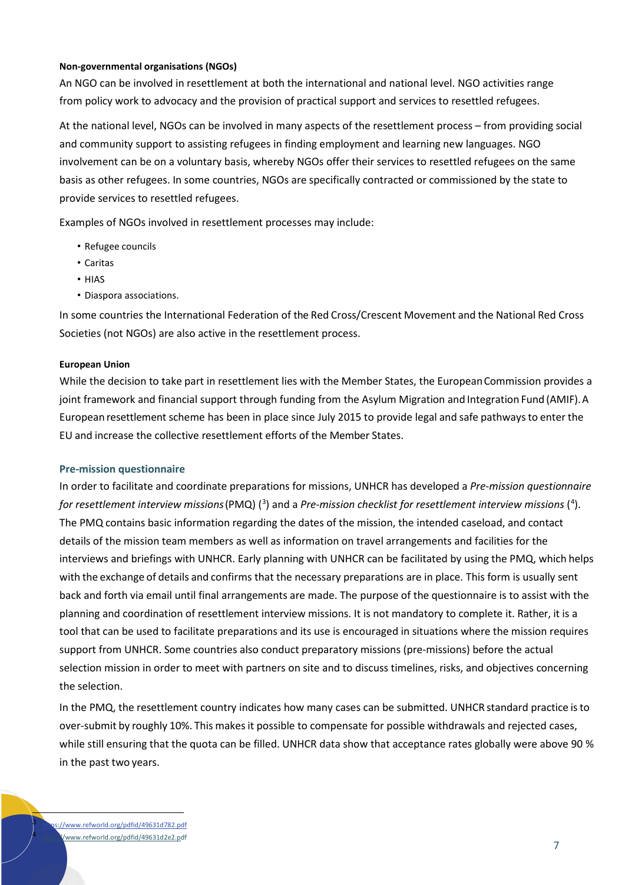**Non-governmental organisations (NGOs)**

An NGO can be involved in resettlement at both the international and national level. NGO activities range from policy work to advocacy and the provision of practical support and services to resettled refugees.

At the national level, NGOs can be involved in many aspects of the resettlement process – from providing social and community support to assisting refugees in finding employment and learning new languages. NGO involvement can be on a voluntary basis, whereby NGOs offer their services to resettled refugees on the same basis as other refugees. In some countries, NGOs are specifically contracted or commissioned by the state to provide services to resettled refugees.

Examples of NGOs involved in resettlement processes may include:

- Refugee councils
- Caritas
- HIAS
- Diaspora associations.

In some countries the International Federation of the Red Cross/Crescent Movement and the National Red Cross Societies (not NGOs) are also active in the resettlement process.

**European Union**

While the decision to take part in resettlement lies with the Member States, the European Commission provides a joint framework and financial support through funding from the Asylum Migration and Integration Fund (AMIF). A European resettlement scheme has been in place since July 2015 to provide legal and safe pathways to enter the EU and increase the collective resettlement efforts of the Member States.

### Pre-mission questionnaire

In order to facilitate and coordinate preparations for missions, UNHCR has developed a *Pre-mission questionnaire for resettlement interview missions* (PMQ) ([3]) and a *Pre-mission checklist for resettlement interview missions* ([4]). The PMQ contains basic information regarding the dates of the mission, the intended caseload, and contact details of the mission team members as well as information on travel arrangements and facilities for the interviews and briefings with UNHCR. Early planning with UNHCR can be facilitated by using the PMQ, which helps with the exchange of details and confirms that the necessary preparations are in place. This form is usually sent back and forth via email until final arrangements are made. The purpose of the questionnaire is to assist with the planning and coordination of resettlement interview missions. It is not mandatory to complete it. Rather, it is a tool that can be used to facilitate preparations and its use is encouraged in situations where the mission requires support from UNHCR. Some countries also conduct preparatory missions (pre-missions) before the actual selection mission in order to meet with partners on site and to discuss timelines, risks, and objectives concerning the selection.

In the PMQ, the resettlement country indicates how many cases can be submitted. UNHCR standard practice is to over-submit by roughly 10%. This makes it possible to compensate for possible withdrawals and rejected cases, while still ensuring that the quota can be filled. UNHCR data show that acceptance rates globally were above 90 % in the past two years.

[3] https://www.refworld.org/pdfid/49631d782.pdf

[4] https://www.refworld.org/pdfid/49631d2e2.pdf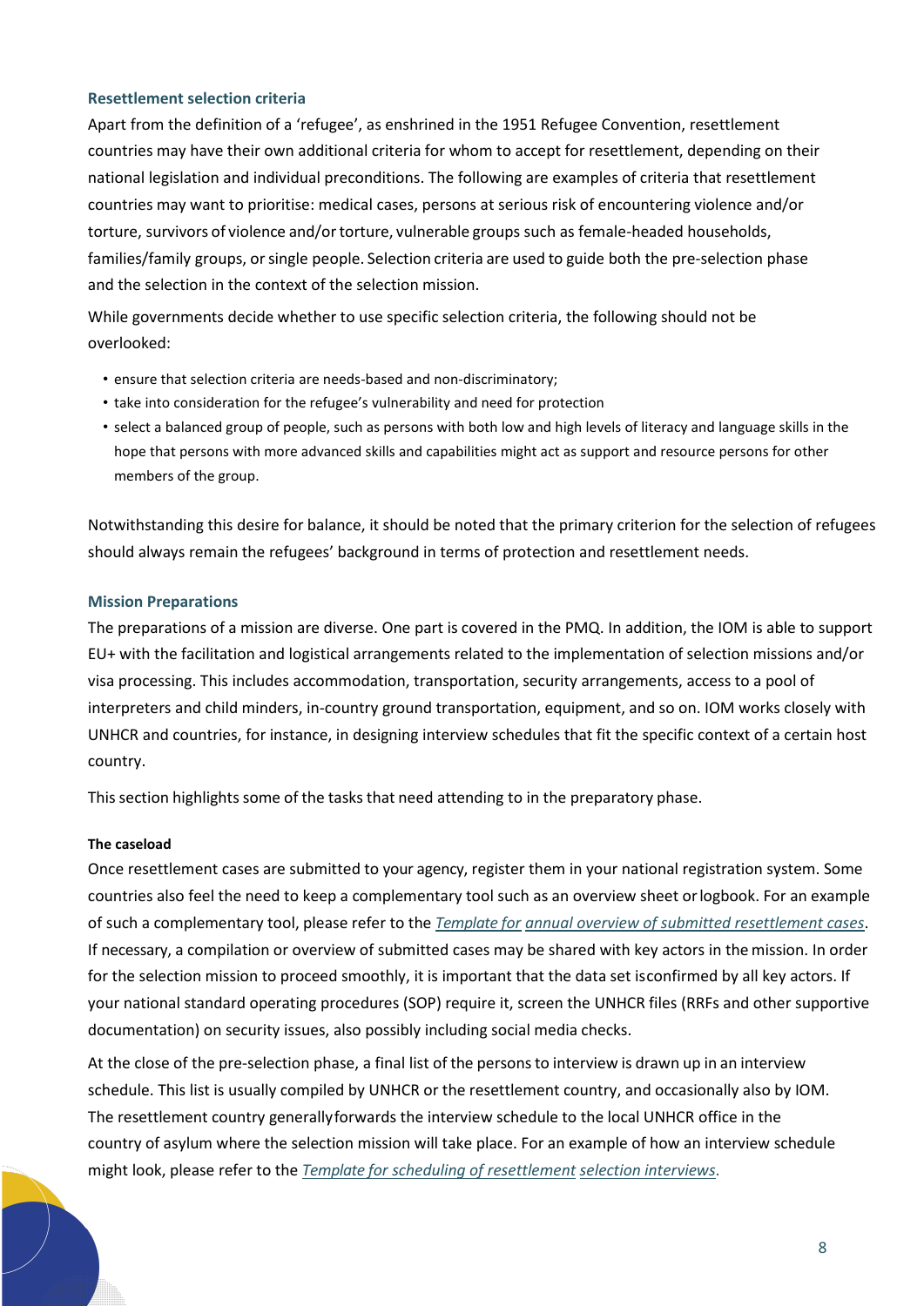### Resettlement selection criteria

Apart from the definition of a 'refugee', as enshrined in the 1951 Refugee Convention, resettlement countries may have their own additional criteria for whom to accept for resettlement, depending on their national legislation and individual preconditions. The following are examples of criteria that resettlement countries may want to prioritise: medical cases, persons at serious risk of encountering violence and/or torture, survivors of violence and/or torture, vulnerable groups such as female-headed households, families/family groups, or single people. Selection criteria are used to guide both the pre-selection phase and the selection in the context of the selection mission.

While governments decide whether to use specific selection criteria, the following should not be overlooked:

- ensure that selection criteria are needs-based and non-discriminatory;
- take into consideration for the refugee's vulnerability and need for protection
- select a balanced group of people, such as persons with both low and high levels of literacy and language skills in the hope that persons with more advanced skills and capabilities might act as support and resource persons for other members of the group.

Notwithstanding this desire for balance, it should be noted that the primary criterion for the selection of refugees should always remain the refugees' background in terms of protection and resettlement needs.

### Mission Preparations

The preparations of a mission are diverse. One part is covered in the PMQ. In addition, the IOM is able to support EU+ with the facilitation and logistical arrangements related to the implementation of selection missions and/or visa processing. This includes accommodation, transportation, security arrangements, access to a pool of interpreters and child minders, in-country ground transportation, equipment, and so on. IOM works closely with UNHCR and countries, for instance, in designing interview schedules that fit the specific context of a certain host country.

This section highlights some of the tasks that need attending to in the preparatory phase.

#### The caseload

Once resettlement cases are submitted to your agency, register them in your national registration system. Some countries also feel the need to keep a complementary tool such as an overview sheet or logbook. For an example of such a complementary tool, please refer to the *Template for annual overview of submitted resettlement cases*. If necessary, a compilation or overview of submitted cases may be shared with key actors in the mission. In order for the selection mission to proceed smoothly, it is important that the data set is confirmed by all key actors. If your national standard operating procedures (SOP) require it, screen the UNHCR files (RRFs and other supportive documentation) on security issues, also possibly including social media checks.

At the close of the pre-selection phase, a final list of the persons to interview is drawn up in an interview schedule. This list is usually compiled by UNHCR or the resettlement country, and occasionally also by IOM. The resettlement country generally forwards the interview schedule to the local UNHCR office in the country of asylum where the selection mission will take place. For an example of how an interview schedule might look, please refer to the *Template for scheduling of resettlement selection interviews*.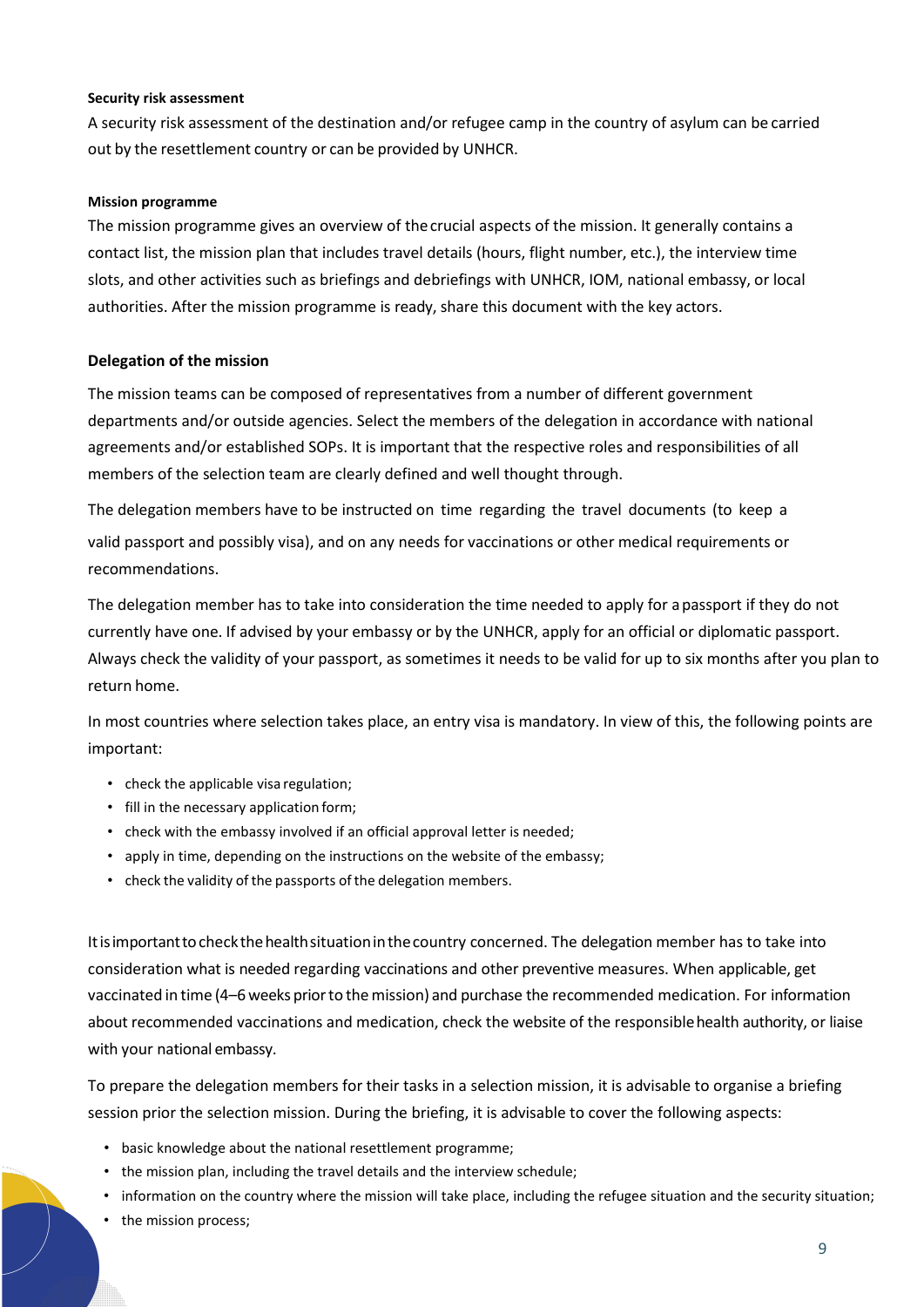#### Security risk assessment

A security risk assessment of the destination and/or refugee camp in the country of asylum can be carried out by the resettlement country or can be provided by UNHCR.

#### Mission programme

The mission programme gives an overview of the crucial aspects of the mission. It generally contains a contact list, the mission plan that includes travel details (hours, flight number, etc.), the interview time slots, and other activities such as briefings and debriefings with UNHCR, IOM, national embassy, or local authorities. After the mission programme is ready, share this document with the key actors.

### Delegation of the mission

The mission teams can be composed of representatives from a number of different government departments and/or outside agencies. Select the members of the delegation in accordance with national agreements and/or established SOPs. It is important that the respective roles and responsibilities of all members of the selection team are clearly defined and well thought through.

The delegation members have to be instructed on time regarding the travel documents (to keep a valid passport and possibly visa), and on any needs for vaccinations or other medical requirements or recommendations.

The delegation member has to take into consideration the time needed to apply for a passport if they do not currently have one. If advised by your embassy or by the UNHCR, apply for an official or diplomatic passport. Always check the validity of your passport, as sometimes it needs to be valid for up to six months after you plan to return home.

In most countries where selection takes place, an entry visa is mandatory. In view of this, the following points are important:

- check the applicable visa regulation;
- fill in the necessary application form;
- check with the embassy involved if an official approval letter is needed;
- apply in time, depending on the instructions on the website of the embassy;
- check the validity of the passports of the delegation members.

It is important to check the health situation in the country concerned. The delegation member has to take into consideration what is needed regarding vaccinations and other preventive measures. When applicable, get vaccinated in time (4–6 weeks prior to the mission) and purchase the recommended medication. For information about recommended vaccinations and medication, check the website of the responsible health authority, or liaise with your national embassy.

To prepare the delegation members for their tasks in a selection mission, it is advisable to organise a briefing session prior the selection mission. During the briefing, it is advisable to cover the following aspects:

- basic knowledge about the national resettlement programme;
- the mission plan, including the travel details and the interview schedule;
- information on the country where the mission will take place, including the refugee situation and the security situation;
- the mission process;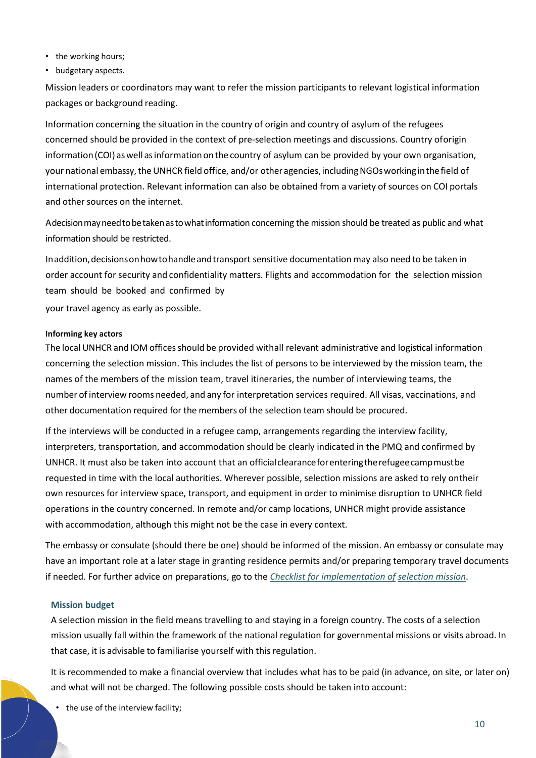- the working hours;
- budgetary aspects.

Mission leaders or coordinators may want to refer the mission participants to relevant logistical information packages or background reading.

Information concerning the situation in the country of origin and country of asylum of the refugees concerned should be provided in the context of pre-selection meetings and discussions. Country of origin information (COI) as well as information on the country of asylum can be provided by your own organisation, your national embassy, the UNHCR field office, and/or other agencies, including NGOs working in the field of international protection. Relevant information can also be obtained from a variety of sources on COI portals and other sources on the internet.

A decision may need to be taken as to what information concerning the mission should be treated as public and what information should be restricted.

In addition, decisions on how to handle and transport sensitive documentation may also need to be taken in order account for security and confidentiality matters. Flights and accommodation for the selection mission team should be booked and confirmed by your travel agency as early as possible.

**Informing key actors**

The local UNHCR and IOM offices should be provided with all relevant administrative and logistical information concerning the selection mission. This includes the list of persons to be interviewed by the mission team, the names of the members of the mission team, travel itineraries, the number of interviewing teams, the number of interview rooms needed, and any for interpretation services required. All visas, vaccinations, and other documentation required for the members of the selection team should be procured.

If the interviews will be conducted in a refugee camp, arrangements regarding the interview facility, interpreters, transportation, and accommodation should be clearly indicated in the PMQ and confirmed by UNHCR. It must also be taken into account that an official clearance for entering the refugee camp must be requested in time with the local authorities. Wherever possible, selection missions are asked to rely on their own resources for interview space, transport, and equipment in order to minimise disruption to UNHCR field operations in the country concerned. In remote and/or camp locations, UNHCR might provide assistance with accommodation, although this might not be the case in every context.

The embassy or consulate (should there be one) should be informed of the mission. An embassy or consulate may have an important role at a later stage in granting residence permits and/or preparing temporary travel documents if needed. For further advice on preparations, go to the *Checklist for implementation of selection mission*.

### Mission budget

A selection mission in the field means travelling to and staying in a foreign country. The costs of a selection mission usually fall within the framework of the national regulation for governmental missions or visits abroad. In that case, it is advisable to familiarise yourself with this regulation.

It is recommended to make a financial overview that includes what has to be paid (in advance, on site, or later on) and what will not be charged. The following possible costs should be taken into account:

- the use of the interview facility;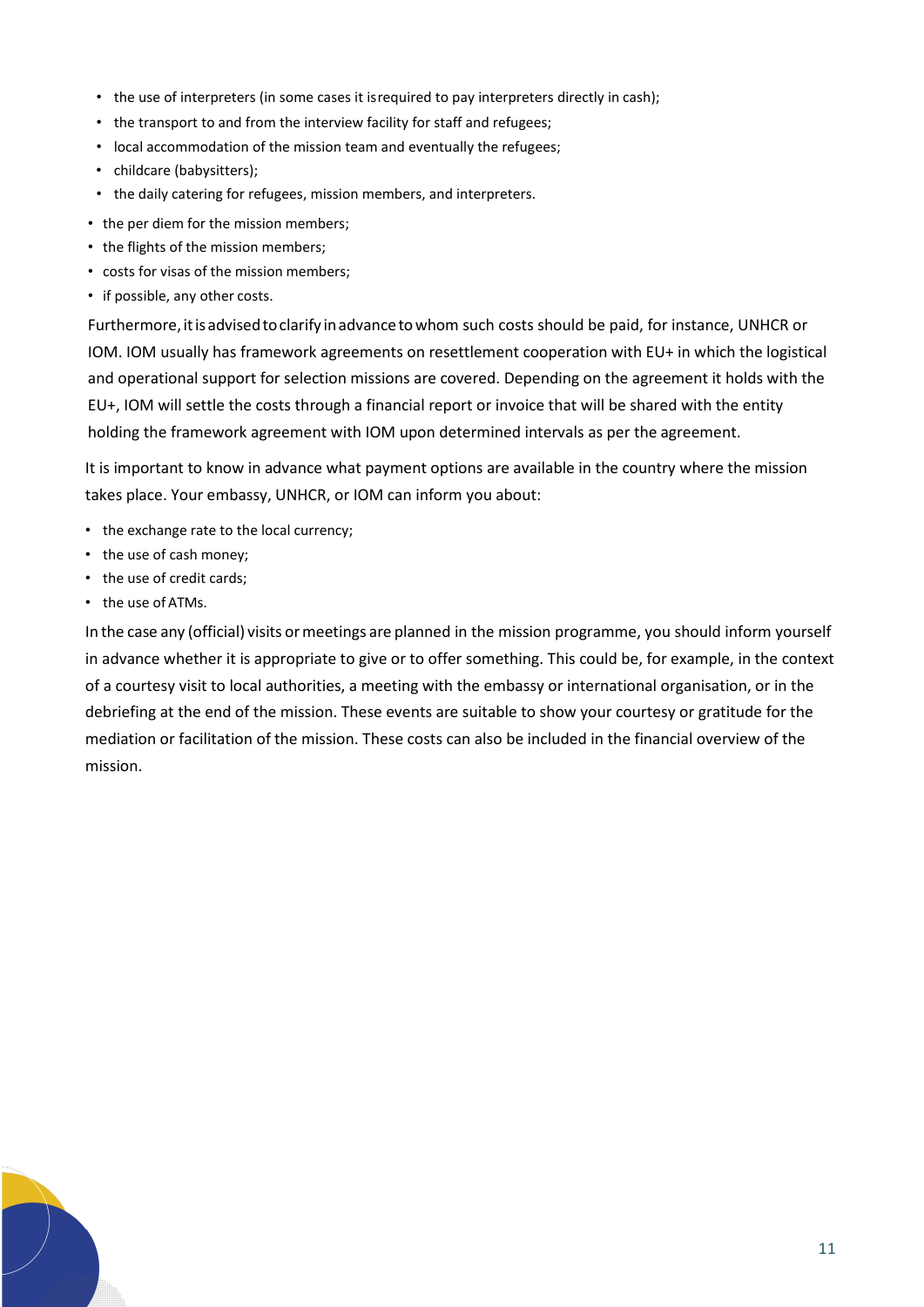- the use of interpreters (in some cases it is required to pay interpreters directly in cash);
  - the transport to and from the interview facility for staff and refugees;
  - local accommodation of the mission team and eventually the refugees;
  - childcare (babysitters);
  - the daily catering for refugees, mission members, and interpreters.
- the per diem for the mission members;
- the flights of the mission members;
- costs for visas of the mission members;
- if possible, any other costs.

Furthermore, it is advised to clarify in advance to whom such costs should be paid, for instance, UNHCR or IOM. IOM usually has framework agreements on resettlement cooperation with EU+ in which the logistical and operational support for selection missions are covered. Depending on the agreement it holds with the EU+, IOM will settle the costs through a financial report or invoice that will be shared with the entity holding the framework agreement with IOM upon determined intervals as per the agreement.

It is important to know in advance what payment options are available in the country where the mission takes place. Your embassy, UNHCR, or IOM can inform you about:

- the exchange rate to the local currency;
- the use of cash money;
- the use of credit cards;
- the use of ATMs.

In the case any (official) visits or meetings are planned in the mission programme, you should inform yourself in advance whether it is appropriate to give or to offer something. This could be, for example, in the context of a courtesy visit to local authorities, a meeting with the embassy or international organisation, or in the debriefing at the end of the mission. These events are suitable to show your courtesy or gratitude for the mediation or facilitation of the mission. These costs can also be included in the financial overview of the mission.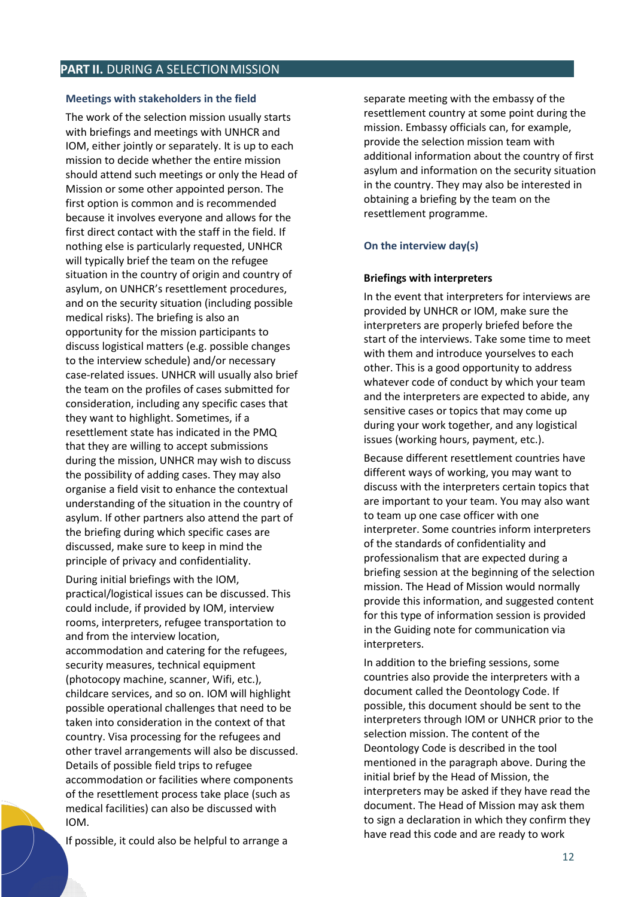## PART II. DURING A SELECTION MISSION

### Meetings with stakeholders in the field

The work of the selection mission usually starts with briefings and meetings with UNHCR and IOM, either jointly or separately. It is up to each mission to decide whether the entire mission should attend such meetings or only the Head of Mission or some other appointed person. The first option is common and is recommended because it involves everyone and allows for the first direct contact with the staff in the field. If nothing else is particularly requested, UNHCR will typically brief the team on the refugee situation in the country of origin and country of asylum, on UNHCR's resettlement procedures, and on the security situation (including possible medical risks). The briefing is also an opportunity for the mission participants to discuss logistical matters (e.g. possible changes to the interview schedule) and/or necessary case-related issues. UNHCR will usually also brief the team on the profiles of cases submitted for consideration, including any specific cases that they want to highlight. Sometimes, if a resettlement state has indicated in the PMQ that they are willing to accept submissions during the mission, UNHCR may wish to discuss the possibility of adding cases. They may also organise a field visit to enhance the contextual understanding of the situation in the country of asylum. If other partners also attend the part of the briefing during which specific cases are discussed, make sure to keep in mind the principle of privacy and confidentiality.

During initial briefings with the IOM, practical/logistical issues can be discussed. This could include, if provided by IOM, interview rooms, interpreters, refugee transportation to and from the interview location, accommodation and catering for the refugees, security measures, technical equipment (photocopy machine, scanner, Wifi, etc.), childcare services, and so on. IOM will highlight possible operational challenges that need to be taken into consideration in the context of that country. Visa processing for the refugees and other travel arrangements will also be discussed. Details of possible field trips to refugee accommodation or facilities where components of the resettlement process take place (such as medical facilities) can also be discussed with IOM.

If possible, it could also be helpful to arrange a separate meeting with the embassy of the resettlement country at some point during the mission. Embassy officials can, for example, provide the selection mission team with additional information about the country of first asylum and information on the security situation in the country. They may also be interested in obtaining a briefing by the team on the resettlement programme.

### On the interview day(s)

#### Briefings with interpreters

In the event that interpreters for interviews are provided by UNHCR or IOM, make sure the interpreters are properly briefed before the start of the interviews. Take some time to meet with them and introduce yourselves to each other. This is a good opportunity to address whatever code of conduct by which your team and the interpreters are expected to abide, any sensitive cases or topics that may come up during your work together, and any logistical issues (working hours, payment, etc.).

Because different resettlement countries have different ways of working, you may want to discuss with the interpreters certain topics that are important to your team. You may also want to team up one case officer with one interpreter. Some countries inform interpreters of the standards of confidentiality and professionalism that are expected during a briefing session at the beginning of the selection mission. The Head of Mission would normally provide this information, and suggested content for this type of information session is provided in the Guiding note for communication via interpreters.

In addition to the briefing sessions, some countries also provide the interpreters with a document called the Deontology Code. If possible, this document should be sent to the interpreters through IOM or UNHCR prior to the selection mission. The content of the Deontology Code is described in the tool mentioned in the paragraph above. During the initial brief by the Head of Mission, the interpreters may be asked if they have read the document. The Head of Mission may ask them to sign a declaration in which they confirm they have read this code and are ready to work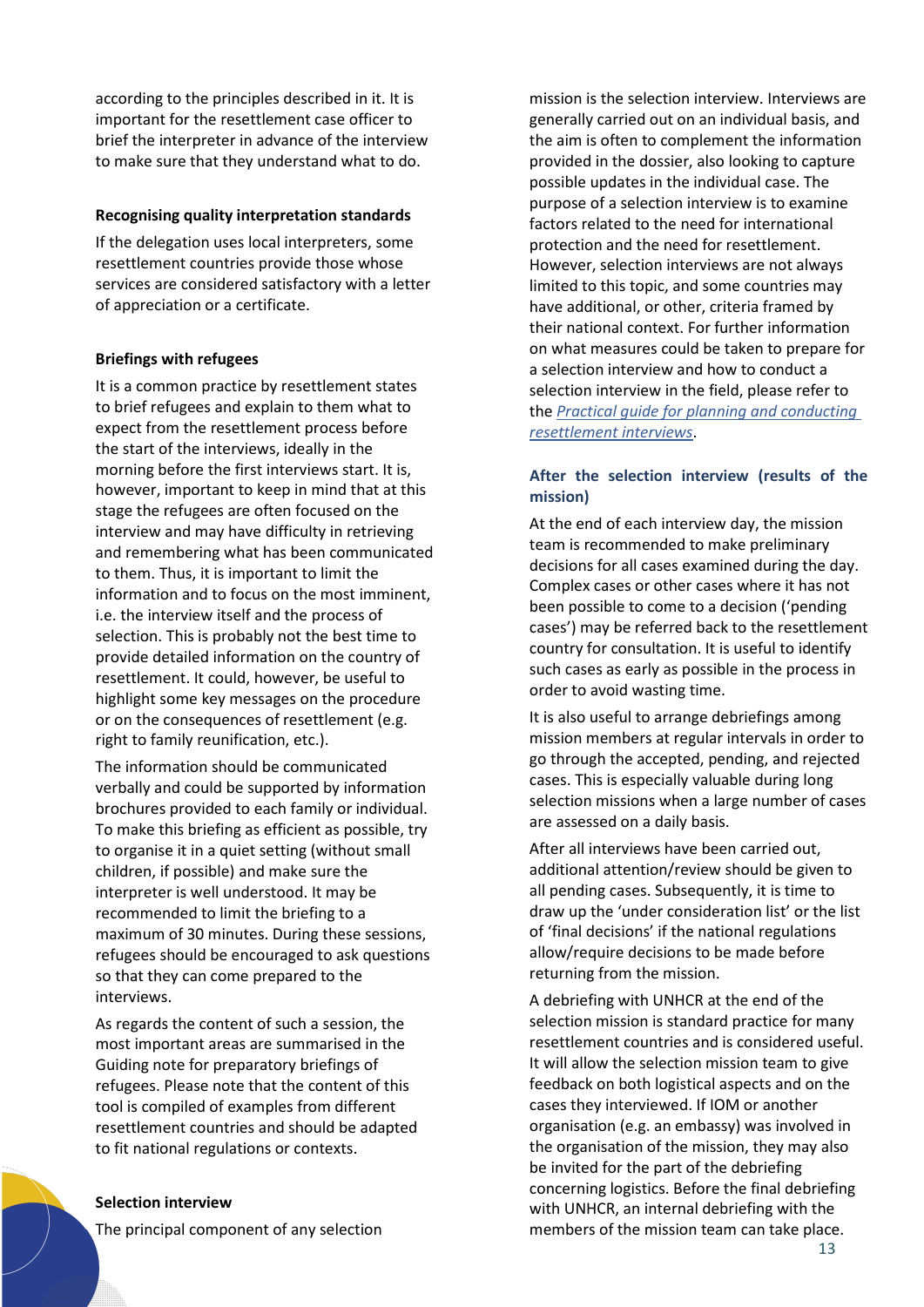according to the principles described in it. It is important for the resettlement case officer to brief the interpreter in advance of the interview to make sure that they understand what to do.

**Recognising quality interpretation standards**

If the delegation uses local interpreters, some resettlement countries provide those whose services are considered satisfactory with a letter of appreciation or a certificate.

**Briefings with refugees**

It is a common practice by resettlement states to brief refugees and explain to them what to expect from the resettlement process before the start of the interviews, ideally in the morning before the first interviews start. It is, however, important to keep in mind that at this stage the refugees are often focused on the interview and may have difficulty in retrieving and remembering what has been communicated to them. Thus, it is important to limit the information and to focus on the most imminent, i.e. the interview itself and the process of selection. This is probably not the best time to provide detailed information on the country of resettlement. It could, however, be useful to highlight some key messages on the procedure or on the consequences of resettlement (e.g. right to family reunification, etc.).

The information should be communicated verbally and could be supported by information brochures provided to each family or individual. To make this briefing as efficient as possible, try to organise it in a quiet setting (without small children, if possible) and make sure the interpreter is well understood. It may be recommended to limit the briefing to a maximum of 30 minutes. During these sessions, refugees should be encouraged to ask questions so that they can come prepared to the interviews.

As regards the content of such a session, the most important areas are summarised in the Guiding note for preparatory briefings of refugees. Please note that the content of this tool is compiled of examples from different resettlement countries and should be adapted to fit national regulations or contexts.

**Selection interview**

The principal component of any selection mission is the selection interview. Interviews are generally carried out on an individual basis, and the aim is often to complement the information provided in the dossier, also looking to capture possible updates in the individual case. The purpose of a selection interview is to examine factors related to the need for international protection and the need for resettlement. However, selection interviews are not always limited to this topic, and some countries may have additional, or other, criteria framed by their national context. For further information on what measures could be taken to prepare for a selection interview and how to conduct a selection interview in the field, please refer to the *Practical guide for planning and conducting resettlement interviews*.

### After the selection interview (results of the mission)

At the end of each interview day, the mission team is recommended to make preliminary decisions for all cases examined during the day. Complex cases or other cases where it has not been possible to come to a decision ('pending cases') may be referred back to the resettlement country for consultation. It is useful to identify such cases as early as possible in the process in order to avoid wasting time.

It is also useful to arrange debriefings among mission members at regular intervals in order to go through the accepted, pending, and rejected cases. This is especially valuable during long selection missions when a large number of cases are assessed on a daily basis.

After all interviews have been carried out, additional attention/review should be given to all pending cases. Subsequently, it is time to draw up the 'under consideration list' or the list of 'final decisions' if the national regulations allow/require decisions to be made before returning from the mission.

A debriefing with UNHCR at the end of the selection mission is standard practice for many resettlement countries and is considered useful. It will allow the selection mission team to give feedback on both logistical aspects and on the cases they interviewed. If IOM or another organisation (e.g. an embassy) was involved in the organisation of the mission, they may also be invited for the part of the debriefing concerning logistics. Before the final debriefing with UNHCR, an internal debriefing with the members of the mission team can take place.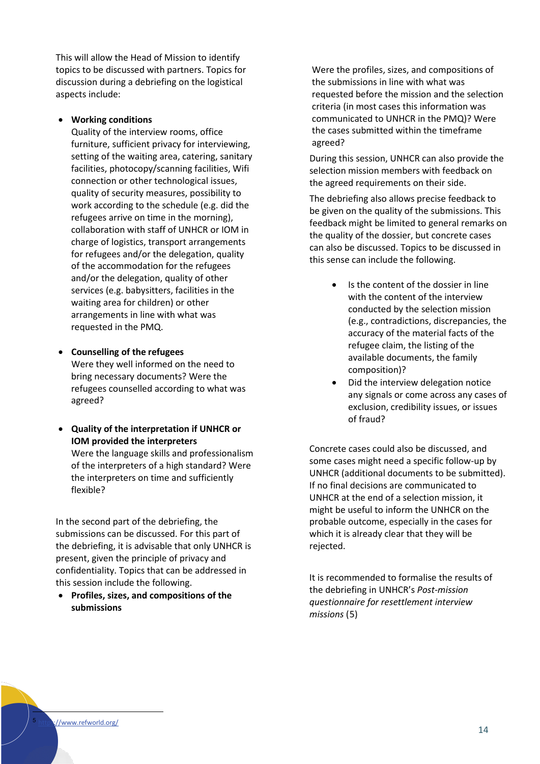This will allow the Head of Mission to identify topics to be discussed with partners. Topics for discussion during a debriefing on the logistical aspects include:

- **Working conditions**
  Quality of the interview rooms, office furniture, sufficient privacy for interviewing, setting of the waiting area, catering, sanitary facilities, photocopy/scanning facilities, Wifi connection or other technological issues, quality of security measures, possibility to work according to the schedule (e.g. did the refugees arrive on time in the morning), collaboration with staff of UNHCR or IOM in charge of logistics, transport arrangements for refugees and/or the delegation, quality of the accommodation for the refugees and/or the delegation, quality of other services (e.g. babysitters, facilities in the waiting area for children) or other arrangements in line with what was requested in the PMQ.

- **Counselling of the refugees**
  Were they well informed on the need to bring necessary documents? Were the refugees counselled according to what was agreed?

- **Quality of the interpretation if UNHCR or IOM provided the interpreters**
  Were the language skills and professionalism of the interpreters of a high standard? Were the interpreters on time and sufficiently flexible?

In the second part of the debriefing, the submissions can be discussed. For this part of the debriefing, it is advisable that only UNHCR is present, given the principle of privacy and confidentiality. Topics that can be addressed in this session include the following.

- **Profiles, sizes, and compositions of the submissions**
  Were the profiles, sizes, and compositions of the submissions in line with what was requested before the mission and the selection criteria (in most cases this information was communicated to UNHCR in the PMQ)? Were the cases submitted within the timeframe agreed?

During this session, UNHCR can also provide the selection mission members with feedback on the agreed requirements on their side.

The debriefing also allows precise feedback to be given on the quality of the submissions. This feedback might be limited to general remarks on the quality of the dossier, but concrete cases can also be discussed. Topics to be discussed in this sense can include the following.

- Is the content of the dossier in line with the content of the interview conducted by the selection mission (e.g., contradictions, discrepancies, the accuracy of the material facts of the refugee claim, the listing of the available documents, the family composition)?
- Did the interview delegation notice any signals or come across any cases of exclusion, credibility issues, or issues of fraud?

Concrete cases could also be discussed, and some cases might need a specific follow-up by UNHCR (additional documents to be submitted). If no final decisions are communicated to UNHCR at the end of a selection mission, it might be useful to inform the UNHCR on the probable outcome, especially in the cases for which it is already clear that they will be rejected.

It is recommended to formalise the results of the debriefing in UNHCR's *Post-mission questionnaire for resettlement interview missions* (5)

5 https://www.refworld.org/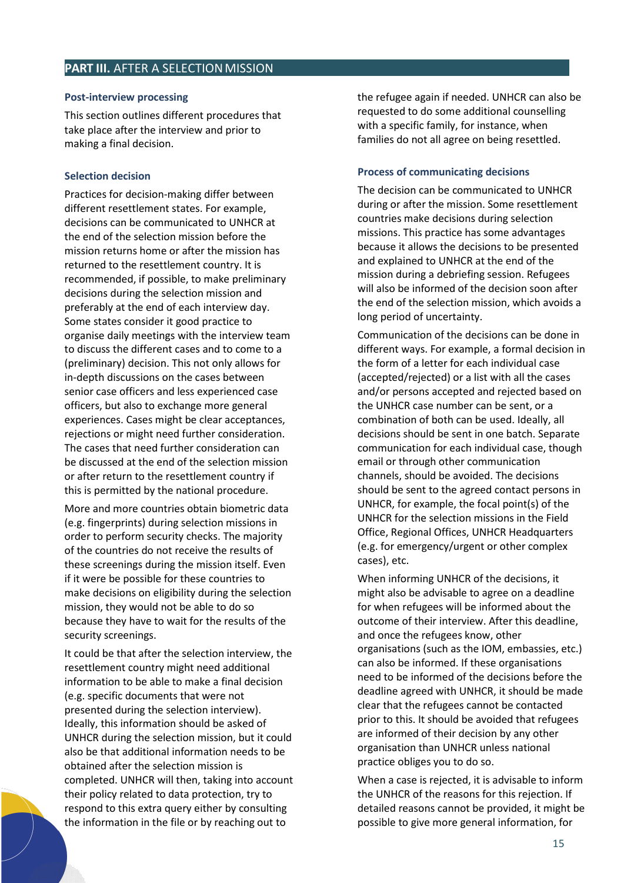## PART III. AFTER A SELECTION MISSION

### Post-interview processing

This section outlines different procedures that take place after the interview and prior to making a final decision.

### Selection decision

Practices for decision-making differ between different resettlement states. For example, decisions can be communicated to UNHCR at the end of the selection mission before the mission returns home or after the mission has returned to the resettlement country. It is recommended, if possible, to make preliminary decisions during the selection mission and preferably at the end of each interview day. Some states consider it good practice to organise daily meetings with the interview team to discuss the different cases and to come to a (preliminary) decision. This not only allows for in-depth discussions on the cases between senior case officers and less experienced case officers, but also to exchange more general experiences. Cases might be clear acceptances, rejections or might need further consideration. The cases that need further consideration can be discussed at the end of the selection mission or after return to the resettlement country if this is permitted by the national procedure.

More and more countries obtain biometric data (e.g. fingerprints) during selection missions in order to perform security checks. The majority of the countries do not receive the results of these screenings during the mission itself. Even if it were be possible for these countries to make decisions on eligibility during the selection mission, they would not be able to do so because they have to wait for the results of the security screenings.

It could be that after the selection interview, the resettlement country might need additional information to be able to make a final decision (e.g. specific documents that were not presented during the selection interview). Ideally, this information should be asked of UNHCR during the selection mission, but it could also be that additional information needs to be obtained after the selection mission is completed. UNHCR will then, taking into account their policy related to data protection, try to respond to this extra query either by consulting the information in the file or by reaching out to the refugee again if needed. UNHCR can also be requested to do some additional counselling with a specific family, for instance, when families do not all agree on being resettled.

### Process of communicating decisions

The decision can be communicated to UNHCR during or after the mission. Some resettlement countries make decisions during selection missions. This practice has some advantages because it allows the decisions to be presented and explained to UNHCR at the end of the mission during a debriefing session. Refugees will also be informed of the decision soon after the end of the selection mission, which avoids a long period of uncertainty.

Communication of the decisions can be done in different ways. For example, a formal decision in the form of a letter for each individual case (accepted/rejected) or a list with all the cases and/or persons accepted and rejected based on the UNHCR case number can be sent, or a combination of both can be used. Ideally, all decisions should be sent in one batch. Separate communication for each individual case, though email or through other communication channels, should be avoided. The decisions should be sent to the agreed contact persons in UNHCR, for example, the focal point(s) of the UNHCR for the selection missions in the Field Office, Regional Offices, UNHCR Headquarters (e.g. for emergency/urgent or other complex cases), etc.

When informing UNHCR of the decisions, it might also be advisable to agree on a deadline for when refugees will be informed about the outcome of their interview. After this deadline, and once the refugees know, other organisations (such as the IOM, embassies, etc.) can also be informed. If these organisations need to be informed of the decisions before the deadline agreed with UNHCR, it should be made clear that the refugees cannot be contacted prior to this. It should be avoided that refugees are informed of their decision by any other organisation than UNHCR unless national practice obliges you to do so.

When a case is rejected, it is advisable to inform the UNHCR of the reasons for this rejection. If detailed reasons cannot be provided, it might be possible to give more general information, for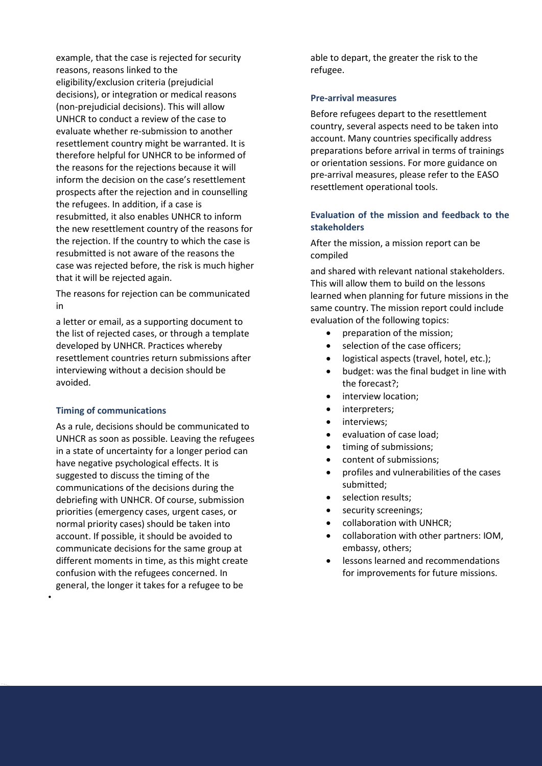example, that the case is rejected for security reasons, reasons linked to the eligibility/exclusion criteria (prejudicial decisions), or integration or medical reasons (non-prejudicial decisions). This will allow UNHCR to conduct a review of the case to evaluate whether re-submission to another resettlement country might be warranted. It is therefore helpful for UNHCR to be informed of the reasons for the rejections because it will inform the decision on the case's resettlement prospects after the rejection and in counselling the refugees. In addition, if a case is resubmitted, it also enables UNHCR to inform the new resettlement country of the reasons for the rejection. If the country to which the case is resubmitted is not aware of the reasons the case was rejected before, the risk is much higher that it will be rejected again.

The reasons for rejection can be communicated in a letter or email, as a supporting document to the list of rejected cases, or through a template developed by UNHCR. Practices whereby resettlement countries return submissions after interviewing without a decision should be avoided.

#### Timing of communications

As a rule, decisions should be communicated to UNHCR as soon as possible. Leaving the refugees in a state of uncertainty for a longer period can have negative psychological effects. It is suggested to discuss the timing of the communications of the decisions during the debriefing with UNHCR. Of course, submission priorities (emergency cases, urgent cases, or normal priority cases) should be taken into account. If possible, it should be avoided to communicate decisions for the same group at different moments in time, as this might create confusion with the refugees concerned. In general, the longer it takes for a refugee to be able to depart, the greater the risk to the refugee.

#### Pre-arrival measures

Before refugees depart to the resettlement country, several aspects need to be taken into account. Many countries specifically address preparations before arrival in terms of trainings or orientation sessions. For more guidance on pre-arrival measures, please refer to the EASO resettlement operational tools.

#### Evaluation of the mission and feedback to the stakeholders

After the mission, a mission report can be compiled and shared with relevant national stakeholders. This will allow them to build on the lessons learned when planning for future missions in the same country. The mission report could include evaluation of the following topics:

- preparation of the mission;
- selection of the case officers;
- logistical aspects (travel, hotel, etc.);
- budget: was the final budget in line with the forecast?;
- interview location;
- interpreters;
- interviews;
- evaluation of case load;
- timing of submissions;
- content of submissions;
- profiles and vulnerabilities of the cases submitted;
- selection results;
- security screenings;
- collaboration with UNHCR;
- collaboration with other partners: IOM, embassy, others;
- lessons learned and recommendations for improvements for future missions.